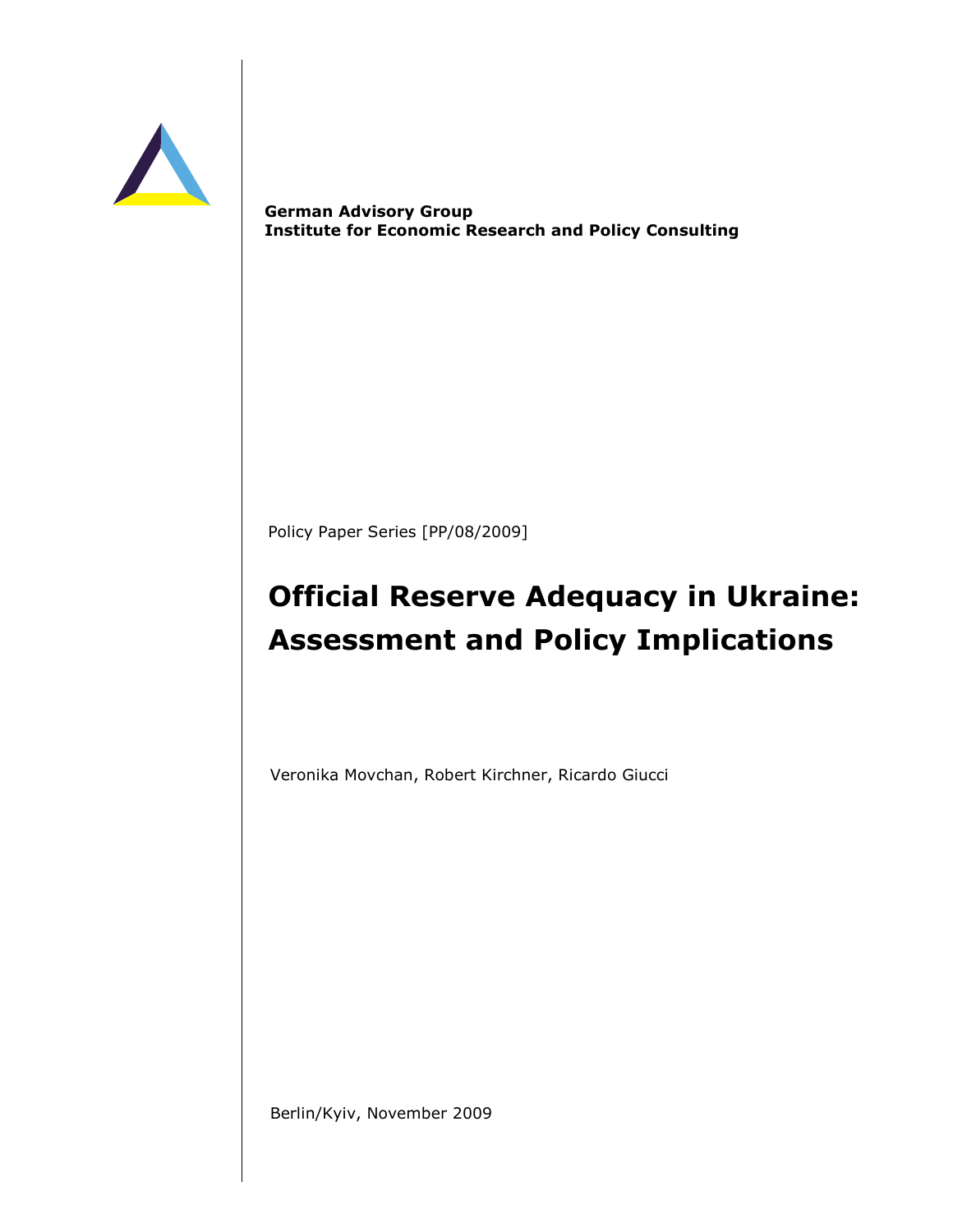**German Advisory Group**
**Institute for Economic Research and Policy Consulting**

Policy Paper Series [PP/08/2009]

# Official Reserve Adequacy in Ukraine: Assessment and Policy Implications

Veronika Movchan, Robert Kirchner, Ricardo Giucci

Berlin/Kyiv, November 2009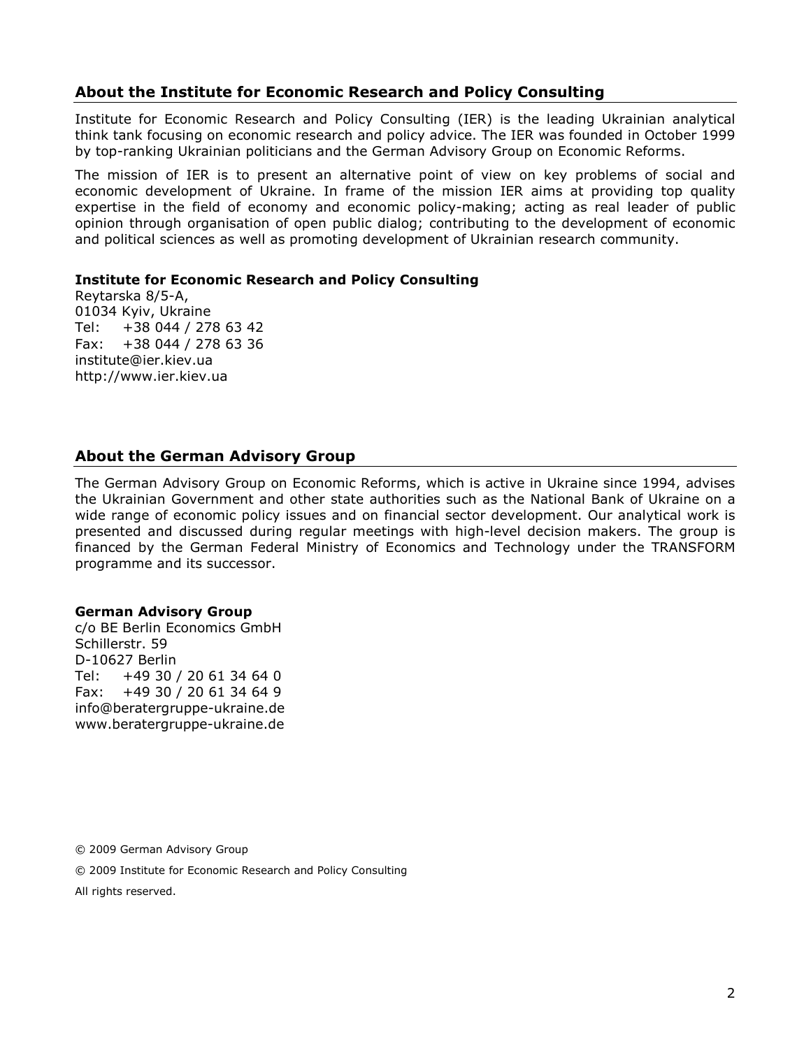## About the Institute for Economic Research and Policy Consulting

Institute for Economic Research and Policy Consulting (IER) is the leading Ukrainian analytical think tank focusing on economic research and policy advice. The IER was founded in October 1999 by top-ranking Ukrainian politicians and the German Advisory Group on Economic Reforms.

The mission of IER is to present an alternative point of view on key problems of social and economic development of Ukraine. In frame of the mission IER aims at providing top quality expertise in the field of economy and economic policy-making; acting as real leader of public opinion through organisation of open public dialog; contributing to the development of economic and political sciences as well as promoting development of Ukrainian research community.

**Institute for Economic Research and Policy Consulting**
Reytarska 8/5-A,
01034 Kyiv, Ukraine
Tel: +38 044 / 278 63 42
Fax: +38 044 / 278 63 36
institute@ier.kiev.ua
http://www.ier.kiev.ua

## About the German Advisory Group

The German Advisory Group on Economic Reforms, which is active in Ukraine since 1994, advises the Ukrainian Government and other state authorities such as the National Bank of Ukraine on a wide range of economic policy issues and on financial sector development. Our analytical work is presented and discussed during regular meetings with high-level decision makers. The group is financed by the German Federal Ministry of Economics and Technology under the TRANSFORM programme and its successor.

**German Advisory Group**
c/o BE Berlin Economics GmbH
Schillerstr. 59
D-10627 Berlin
Tel: +49 30 / 20 61 34 64 0
Fax: +49 30 / 20 61 34 64 9
info@beratergruppe-ukraine.de
www.beratergruppe-ukraine.de

© 2009 German Advisory Group

© 2009 Institute for Economic Research and Policy Consulting

All rights reserved.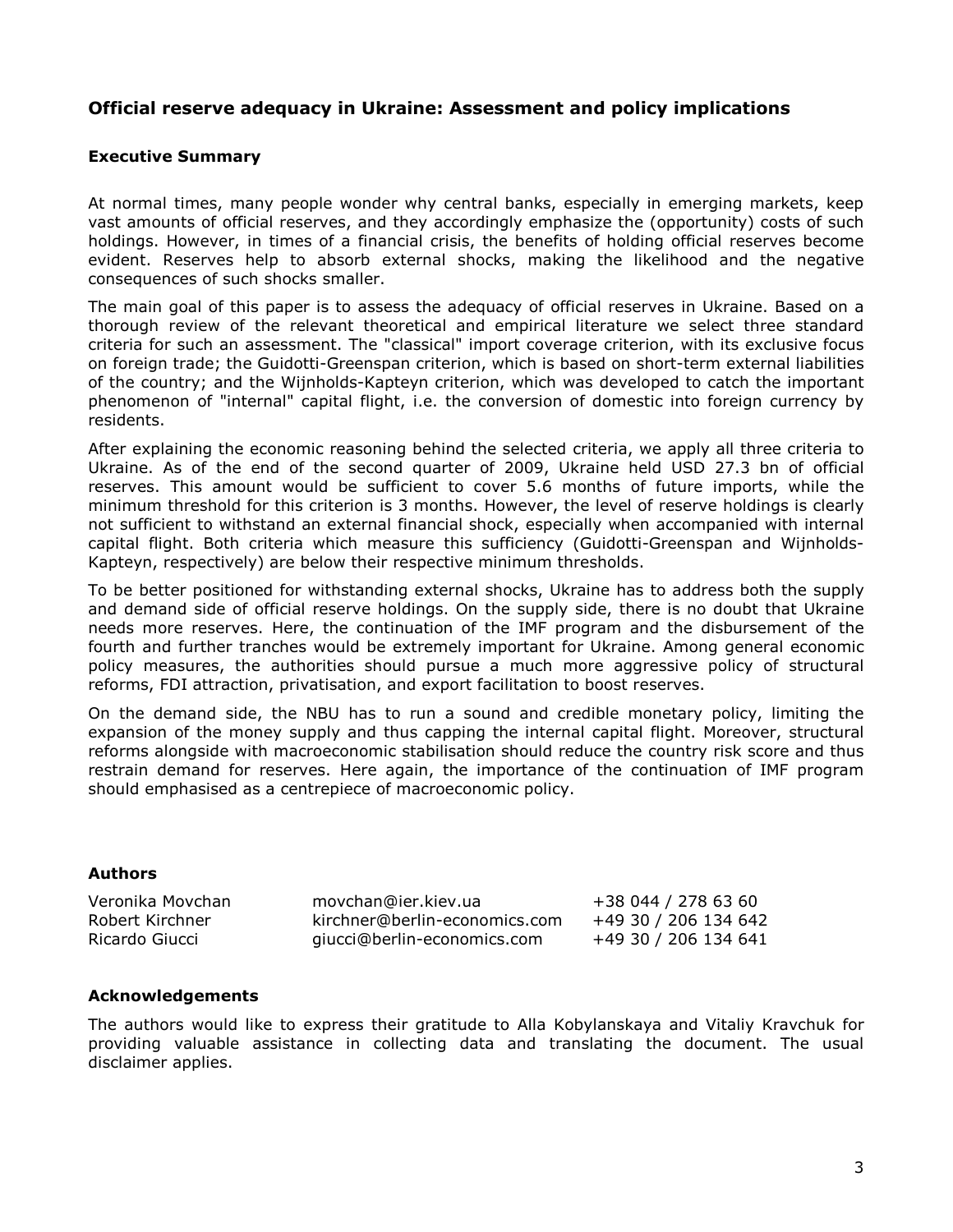## Official reserve adequacy in Ukraine: Assessment and policy implications

### Executive Summary

At normal times, many people wonder why central banks, especially in emerging markets, keep vast amounts of official reserves, and they accordingly emphasize the (opportunity) costs of such holdings. However, in times of a financial crisis, the benefits of holding official reserves become evident. Reserves help to absorb external shocks, making the likelihood and the negative consequences of such shocks smaller.

The main goal of this paper is to assess the adequacy of official reserves in Ukraine. Based on a thorough review of the relevant theoretical and empirical literature we select three standard criteria for such an assessment. The "classical" import coverage criterion, with its exclusive focus on foreign trade; the Guidotti-Greenspan criterion, which is based on short-term external liabilities of the country; and the Wijnholds-Kapteyn criterion, which was developed to catch the important phenomenon of "internal" capital flight, i.e. the conversion of domestic into foreign currency by residents.

After explaining the economic reasoning behind the selected criteria, we apply all three criteria to Ukraine. As of the end of the second quarter of 2009, Ukraine held USD 27.3 bn of official reserves. This amount would be sufficient to cover 5.6 months of future imports, while the minimum threshold for this criterion is 3 months. However, the level of reserve holdings is clearly not sufficient to withstand an external financial shock, especially when accompanied with internal capital flight. Both criteria which measure this sufficiency (Guidotti-Greenspan and Wijnholds-Kapteyn, respectively) are below their respective minimum thresholds.

To be better positioned for withstanding external shocks, Ukraine has to address both the supply and demand side of official reserve holdings. On the supply side, there is no doubt that Ukraine needs more reserves. Here, the continuation of the IMF program and the disbursement of the fourth and further tranches would be extremely important for Ukraine. Among general economic policy measures, the authorities should pursue a much more aggressive policy of structural reforms, FDI attraction, privatisation, and export facilitation to boost reserves.

On the demand side, the NBU has to run a sound and credible monetary policy, limiting the expansion of the money supply and thus capping the internal capital flight. Moreover, structural reforms alongside with macroeconomic stabilisation should reduce the country risk score and thus restrain demand for reserves. Here again, the importance of the continuation of IMF program should emphasised as a centrepiece of macroeconomic policy.

### Authors

| | | |
|---|---|---|
| Veronika Movchan | movchan@ier.kiev.ua | +38 044 / 278 63 60 |
| Robert Kirchner | kirchner@berlin-economics.com | +49 30 / 206 134 642 |
| Ricardo Giucci | giucci@berlin-economics.com | +49 30 / 206 134 641 |

### Acknowledgements

The authors would like to express their gratitude to Alla Kobylanskaya and Vitaliy Kravchuk for providing valuable assistance in collecting data and translating the document. The usual disclaimer applies.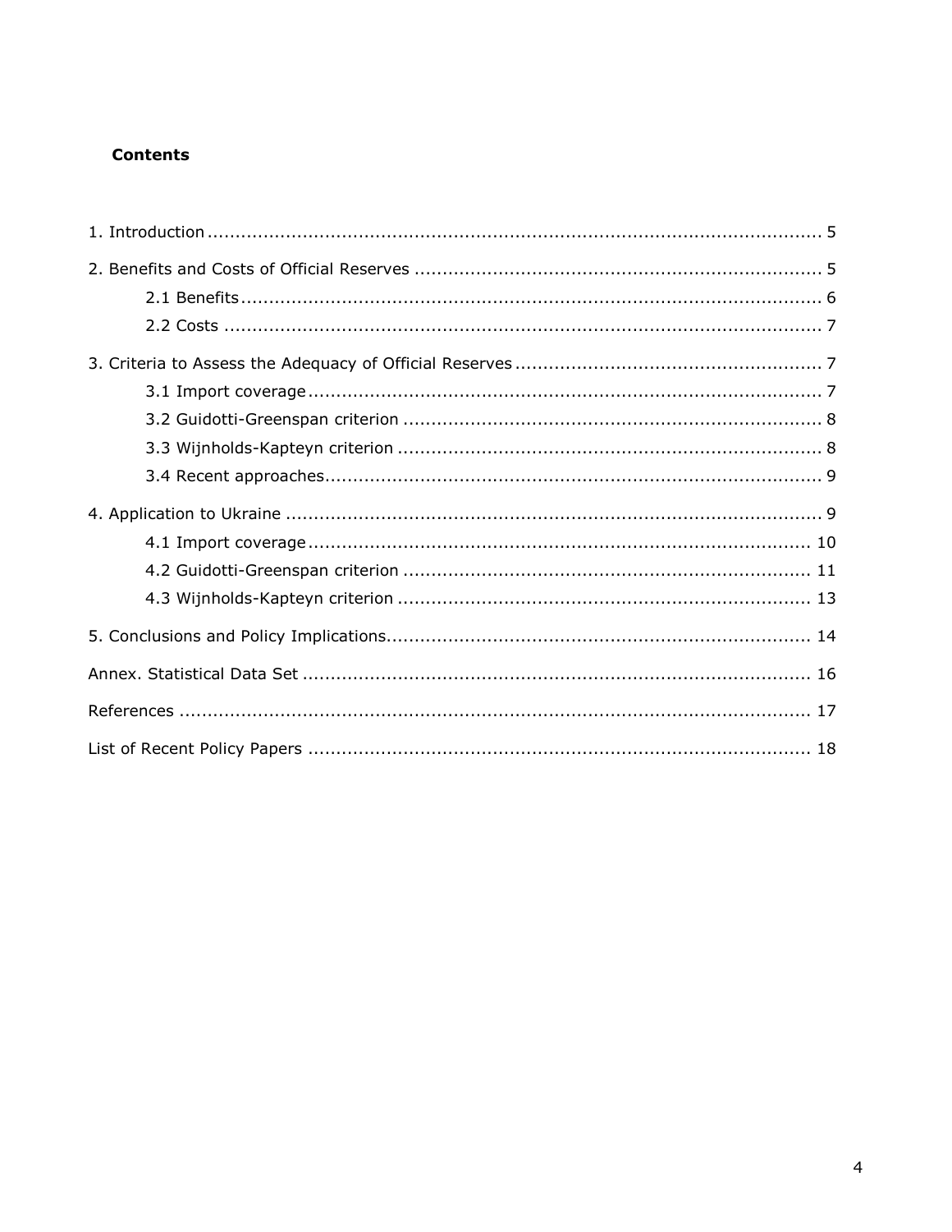**Contents**

1. Introduction ........................................................................................................... 5

2. Benefits and Costs of Official Reserves ....................................................................... 5

    2.1 Benefits ...................................................................................................... 6

    2.2 Costs ......................................................................................................... 7

3. Criteria to Assess the Adequacy of Official Reserves ..................................................... 7

    3.1 Import coverage .......................................................................................... 7

    3.2 Guidotti-Greenspan criterion .......................................................................... 8

    3.3 Wijnholds-Kapteyn criterion ........................................................................... 8

    3.4 Recent approaches ....................................................................................... 9

4. Application to Ukraine ............................................................................................... 9

    4.1 Import coverage .......................................................................................... 10

    4.2 Guidotti-Greenspan criterion ........................................................................ 11

    4.3 Wijnholds-Kapteyn criterion ......................................................................... 13

5. Conclusions and Policy Implications .......................................................................... 14

Annex. Statistical Data Set .......................................................................................... 16

References ................................................................................................................ 17

List of Recent Policy Papers ......................................................................................... 18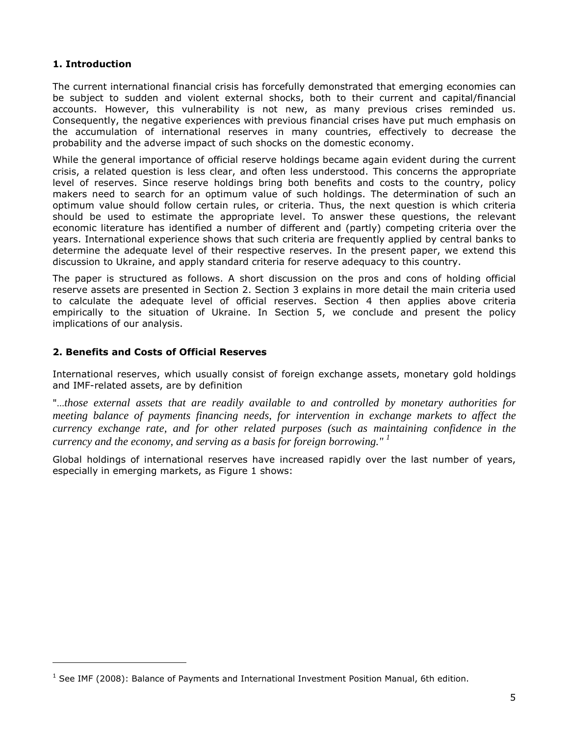## 1. Introduction

The current international financial crisis has forcefully demonstrated that emerging economies can be subject to sudden and violent external shocks, both to their current and capital/financial accounts. However, this vulnerability is not new, as many previous crises reminded us. Consequently, the negative experiences with previous financial crises have put much emphasis on the accumulation of international reserves in many countries, effectively to decrease the probability and the adverse impact of such shocks on the domestic economy.

While the general importance of official reserve holdings became again evident during the current crisis, a related question is less clear, and often less understood. This concerns the appropriate level of reserves. Since reserve holdings bring both benefits and costs to the country, policy makers need to search for an optimum value of such holdings. The determination of such an optimum value should follow certain rules, or criteria. Thus, the next question is which criteria should be used to estimate the appropriate level. To answer these questions, the relevant economic literature has identified a number of different and (partly) competing criteria over the years. International experience shows that such criteria are frequently applied by central banks to determine the adequate level of their respective reserves. In the present paper, we extend this discussion to Ukraine, and apply standard criteria for reserve adequacy to this country.

The paper is structured as follows. A short discussion on the pros and cons of holding official reserve assets are presented in Section 2. Section 3 explains in more detail the main criteria used to calculate the adequate level of official reserves. Section 4 then applies above criteria empirically to the situation of Ukraine. In Section 5, we conclude and present the policy implications of our analysis.

## 2. Benefits and Costs of Official Reserves

International reserves, which usually consist of foreign exchange assets, monetary gold holdings and IMF-related assets, are by definition

"*...those external assets that are readily available to and controlled by monetary authorities for meeting balance of payments financing needs, for intervention in exchange markets to affect the currency exchange rate, and for other related purposes (such as maintaining confidence in the currency and the economy, and serving as a basis for foreign borrowing.*" [1]

Global holdings of international reserves have increased rapidly over the last number of years, especially in emerging markets, as Figure 1 shows:

[1] See IMF (2008): Balance of Payments and International Investment Position Manual, 6th edition.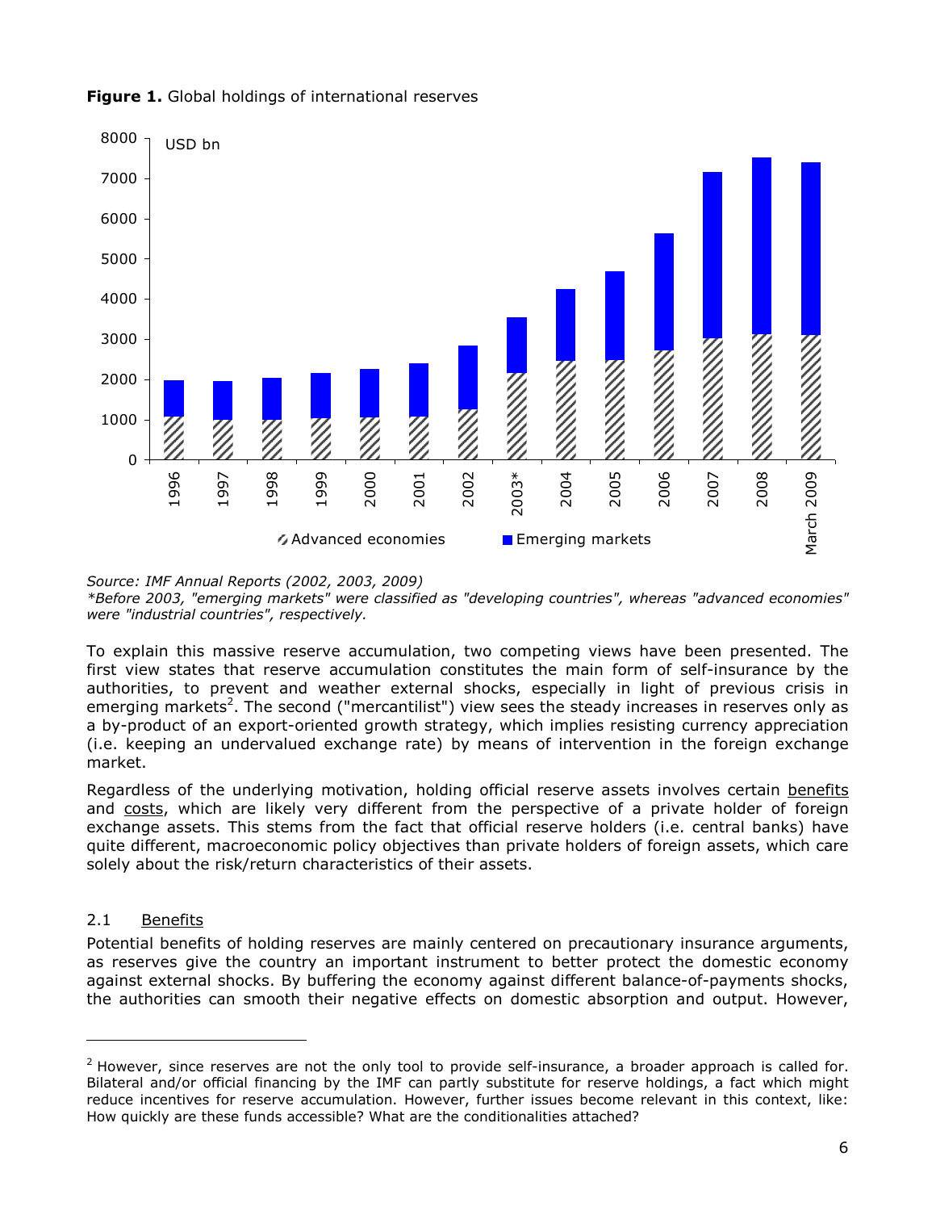**Figure 1.** Global holdings of international reserves

*Source: IMF Annual Reports (2002, 2003, 2009)*
*\*Before 2003, "emerging markets" were classified as "developing countries", whereas "advanced economies" were "industrial countries", respectively.*

To explain this massive reserve accumulation, two competing views have been presented. The first view states that reserve accumulation constitutes the main form of self-insurance by the authorities, to prevent and weather external shocks, especially in light of previous crisis in emerging markets[2]. The second ("mercantilist") view sees the steady increases in reserves only as a by-product of an export-oriented growth strategy, which implies resisting currency appreciation (i.e. keeping an undervalued exchange rate) by means of intervention in the foreign exchange market.

Regardless of the underlying motivation, holding official reserve assets involves certain benefits and costs, which are likely very different from the perspective of a private holder of foreign exchange assets. This stems from the fact that official reserve holders (i.e. central banks) have quite different, macroeconomic policy objectives than private holders of foreign assets, which care solely about the risk/return characteristics of their assets.

### 2.1 Benefits

Potential benefits of holding reserves are mainly centered on precautionary insurance arguments, as reserves give the country an important instrument to better protect the domestic economy against external shocks. By buffering the economy against different balance-of-payments shocks, the authorities can smooth their negative effects on domestic absorption and output. However,

[2] However, since reserves are not the only tool to provide self-insurance, a broader approach is called for. Bilateral and/or official financing by the IMF can partly substitute for reserve holdings, a fact which might reduce incentives for reserve accumulation. However, further issues become relevant in this context, like: How quickly are these funds accessible? What are the conditionalities attached?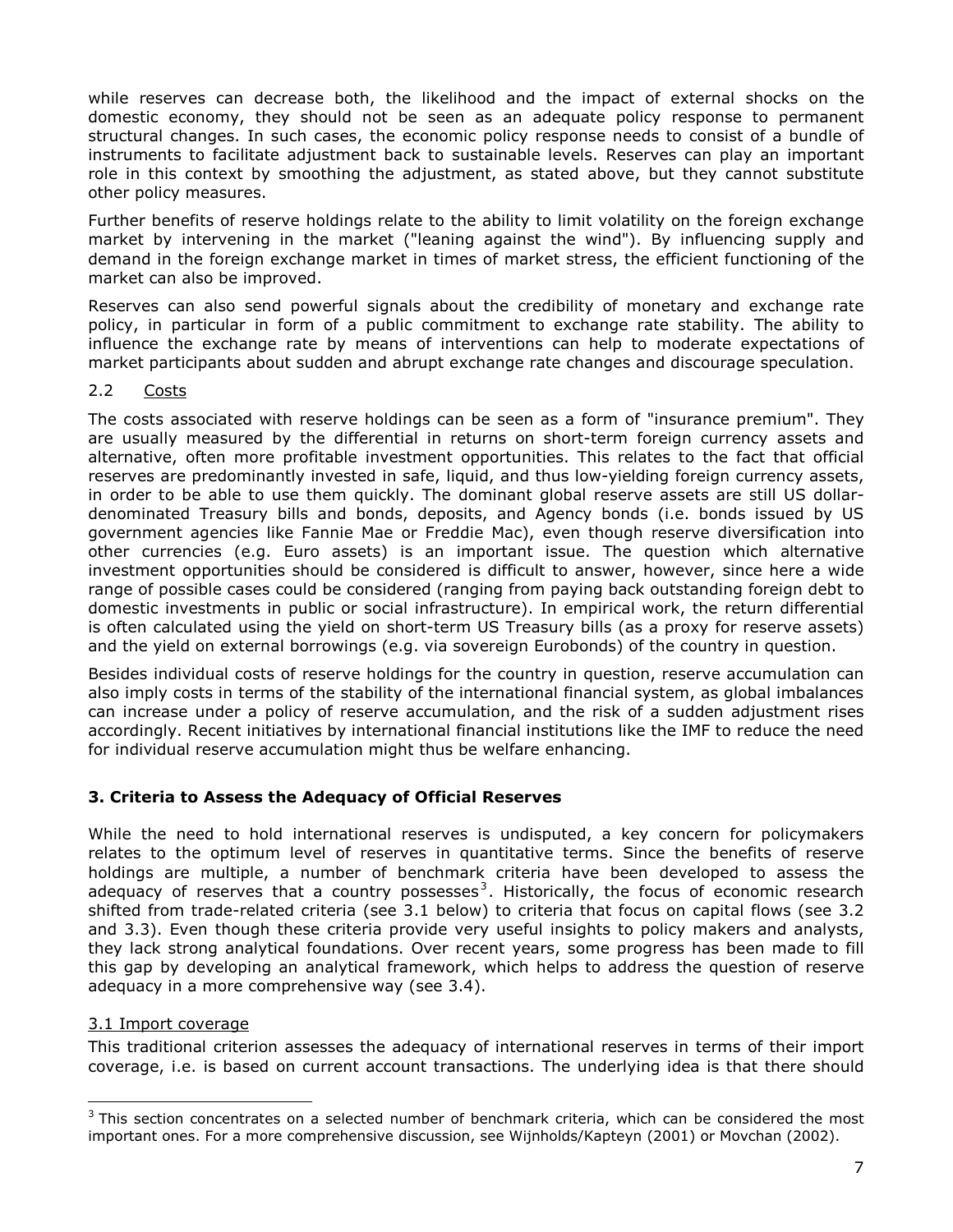while reserves can decrease both, the likelihood and the impact of external shocks on the domestic economy, they should not be seen as an adequate policy response to permanent structural changes. In such cases, the economic policy response needs to consist of a bundle of instruments to facilitate adjustment back to sustainable levels. Reserves can play an important role in this context by smoothing the adjustment, as stated above, but they cannot substitute other policy measures.

Further benefits of reserve holdings relate to the ability to limit volatility on the foreign exchange market by intervening in the market ("leaning against the wind"). By influencing supply and demand in the foreign exchange market in times of market stress, the efficient functioning of the market can also be improved.

Reserves can also send powerful signals about the credibility of monetary and exchange rate policy, in particular in form of a public commitment to exchange rate stability. The ability to influence the exchange rate by means of interventions can help to moderate expectations of market participants about sudden and abrupt exchange rate changes and discourage speculation.

### 2.2 Costs

The costs associated with reserve holdings can be seen as a form of "insurance premium". They are usually measured by the differential in returns on short-term foreign currency assets and alternative, often more profitable investment opportunities. This relates to the fact that official reserves are predominantly invested in safe, liquid, and thus low-yielding foreign currency assets, in order to be able to use them quickly. The dominant global reserve assets are still US dollar-denominated Treasury bills and bonds, deposits, and Agency bonds (i.e. bonds issued by US government agencies like Fannie Mae or Freddie Mac), even though reserve diversification into other currencies (e.g. Euro assets) is an important issue. The question which alternative investment opportunities should be considered is difficult to answer, however, since here a wide range of possible cases could be considered (ranging from paying back outstanding foreign debt to domestic investments in public or social infrastructure). In empirical work, the return differential is often calculated using the yield on short-term US Treasury bills (as a proxy for reserve assets) and the yield on external borrowings (e.g. via sovereign Eurobonds) of the country in question.

Besides individual costs of reserve holdings for the country in question, reserve accumulation can also imply costs in terms of the stability of the international financial system, as global imbalances can increase under a policy of reserve accumulation, and the risk of a sudden adjustment rises accordingly. Recent initiatives by international financial institutions like the IMF to reduce the need for individual reserve accumulation might thus be welfare enhancing.

## 3. Criteria to Assess the Adequacy of Official Reserves

While the need to hold international reserves is undisputed, a key concern for policymakers relates to the optimum level of reserves in quantitative terms. Since the benefits of reserve holdings are multiple, a number of benchmark criteria have been developed to assess the adequacy of reserves that a country possesses[3]. Historically, the focus of economic research shifted from trade-related criteria (see 3.1 below) to criteria that focus on capital flows (see 3.2 and 3.3). Even though these criteria provide very useful insights to policy makers and analysts, they lack strong analytical foundations. Over recent years, some progress has been made to fill this gap by developing an analytical framework, which helps to address the question of reserve adequacy in a more comprehensive way (see 3.4).

### 3.1 Import coverage

This traditional criterion assesses the adequacy of international reserves in terms of their import coverage, i.e. is based on current account transactions. The underlying idea is that there should

[3] This section concentrates on a selected number of benchmark criteria, which can be considered the most important ones. For a more comprehensive discussion, see Wijnholds/Kapteyn (2001) or Movchan (2002).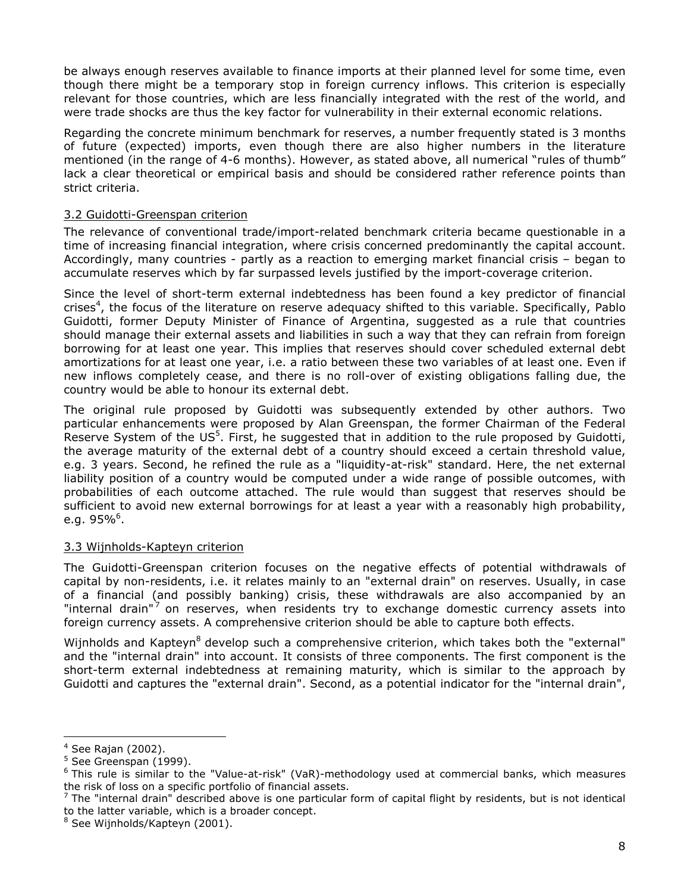be always enough reserves available to finance imports at their planned level for some time, even though there might be a temporary stop in foreign currency inflows. This criterion is especially relevant for those countries, which are less financially integrated with the rest of the world, and were trade shocks are thus the key factor for vulnerability in their external economic relations.

Regarding the concrete minimum benchmark for reserves, a number frequently stated is 3 months of future (expected) imports, even though there are also higher numbers in the literature mentioned (in the range of 4-6 months). However, as stated above, all numerical "rules of thumb" lack a clear theoretical or empirical basis and should be considered rather reference points than strict criteria.

### 3.2 Guidotti-Greenspan criterion

The relevance of conventional trade/import-related benchmark criteria became questionable in a time of increasing financial integration, where crisis concerned predominantly the capital account. Accordingly, many countries - partly as a reaction to emerging market financial crisis – began to accumulate reserves which by far surpassed levels justified by the import-coverage criterion.

Since the level of short-term external indebtedness has been found a key predictor of financial crises[4], the focus of the literature on reserve adequacy shifted to this variable. Specifically, Pablo Guidotti, former Deputy Minister of Finance of Argentina, suggested as a rule that countries should manage their external assets and liabilities in such a way that they can refrain from foreign borrowing for at least one year. This implies that reserves should cover scheduled external debt amortizations for at least one year, i.e. a ratio between these two variables of at least one. Even if new inflows completely cease, and there is no roll-over of existing obligations falling due, the country would be able to honour its external debt.

The original rule proposed by Guidotti was subsequently extended by other authors. Two particular enhancements were proposed by Alan Greenspan, the former Chairman of the Federal Reserve System of the US[5]. First, he suggested that in addition to the rule proposed by Guidotti, the average maturity of the external debt of a country should exceed a certain threshold value, e.g. 3 years. Second, he refined the rule as a "liquidity-at-risk" standard. Here, the net external liability position of a country would be computed under a wide range of possible outcomes, with probabilities of each outcome attached. The rule would than suggest that reserves should be sufficient to avoid new external borrowings for at least a year with a reasonably high probability, e.g. 95%[6].

### 3.3 Wijnholds-Kapteyn criterion

The Guidotti-Greenspan criterion focuses on the negative effects of potential withdrawals of capital by non-residents, i.e. it relates mainly to an "external drain" on reserves. Usually, in case of a financial (and possibly banking) crisis, these withdrawals are also accompanied by an "internal drain"[7] on reserves, when residents try to exchange domestic currency assets into foreign currency assets. A comprehensive criterion should be able to capture both effects.

Wijnholds and Kapteyn[8] develop such a comprehensive criterion, which takes both the "external" and the "internal drain" into account. It consists of three components. The first component is the short-term external indebtedness at remaining maturity, which is similar to the approach by Guidotti and captures the "external drain". Second, as a potential indicator for the "internal drain",

---

[4] See Rajan (2002).

[5] See Greenspan (1999).

[6] This rule is similar to the "Value-at-risk" (VaR)-methodology used at commercial banks, which measures the risk of loss on a specific portfolio of financial assets.

[7] The "internal drain" described above is one particular form of capital flight by residents, but is not identical to the latter variable, which is a broader concept.

[8] See Wijnholds/Kapteyn (2001).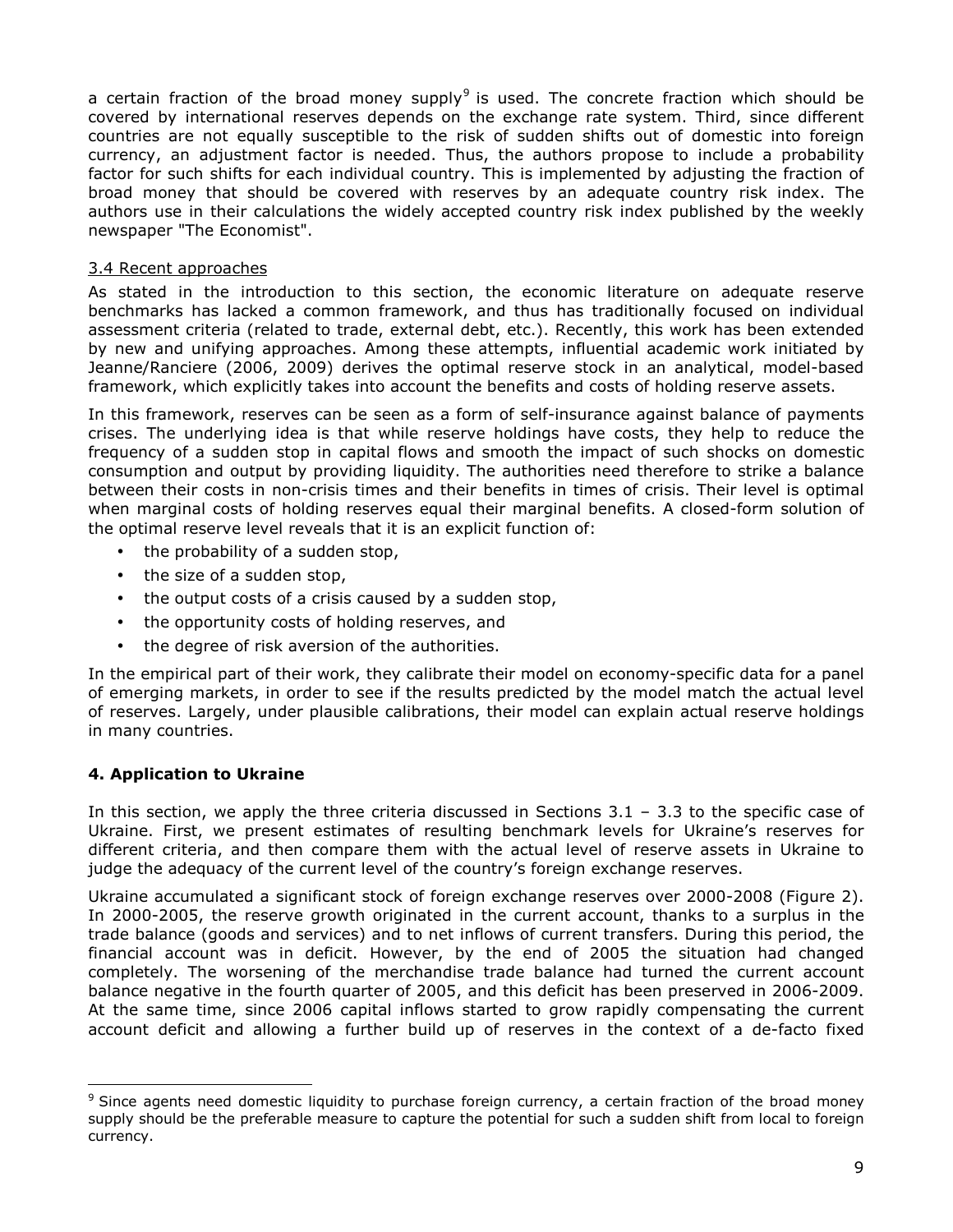a certain fraction of the broad money supply[9] is used. The concrete fraction which should be covered by international reserves depends on the exchange rate system. Third, since different countries are not equally susceptible to the risk of sudden shifts out of domestic into foreign currency, an adjustment factor is needed. Thus, the authors propose to include a probability factor for such shifts for each individual country. This is implemented by adjusting the fraction of broad money that should be covered with reserves by an adequate country risk index. The authors use in their calculations the widely accepted country risk index published by the weekly newspaper "The Economist".

### 3.4 Recent approaches

As stated in the introduction to this section, the economic literature on adequate reserve benchmarks has lacked a common framework, and thus has traditionally focused on individual assessment criteria (related to trade, external debt, etc.). Recently, this work has been extended by new and unifying approaches. Among these attempts, influential academic work initiated by Jeanne/Ranciere (2006, 2009) derives the optimal reserve stock in an analytical, model-based framework, which explicitly takes into account the benefits and costs of holding reserve assets.

In this framework, reserves can be seen as a form of self-insurance against balance of payments crises. The underlying idea is that while reserve holdings have costs, they help to reduce the frequency of a sudden stop in capital flows and smooth the impact of such shocks on domestic consumption and output by providing liquidity. The authorities need therefore to strike a balance between their costs in non-crisis times and their benefits in times of crisis. Their level is optimal when marginal costs of holding reserves equal their marginal benefits. A closed-form solution of the optimal reserve level reveals that it is an explicit function of:

- the probability of a sudden stop,
- the size of a sudden stop,
- the output costs of a crisis caused by a sudden stop,
- the opportunity costs of holding reserves, and
- the degree of risk aversion of the authorities.

In the empirical part of their work, they calibrate their model on economy-specific data for a panel of emerging markets, in order to see if the results predicted by the model match the actual level of reserves. Largely, under plausible calibrations, their model can explain actual reserve holdings in many countries.

## 4. Application to Ukraine

In this section, we apply the three criteria discussed in Sections 3.1 – 3.3 to the specific case of Ukraine. First, we present estimates of resulting benchmark levels for Ukraine's reserves for different criteria, and then compare them with the actual level of reserve assets in Ukraine to judge the adequacy of the current level of the country's foreign exchange reserves.

Ukraine accumulated a significant stock of foreign exchange reserves over 2000-2008 (Figure 2). In 2000-2005, the reserve growth originated in the current account, thanks to a surplus in the trade balance (goods and services) and to net inflows of current transfers. During this period, the financial account was in deficit. However, by the end of 2005 the situation had changed completely. The worsening of the merchandise trade balance had turned the current account balance negative in the fourth quarter of 2005, and this deficit has been preserved in 2006-2009. At the same time, since 2006 capital inflows started to grow rapidly compensating the current account deficit and allowing a further build up of reserves in the context of a de-facto fixed

[9] Since agents need domestic liquidity to purchase foreign currency, a certain fraction of the broad money supply should be the preferable measure to capture the potential for such a sudden shift from local to foreign currency.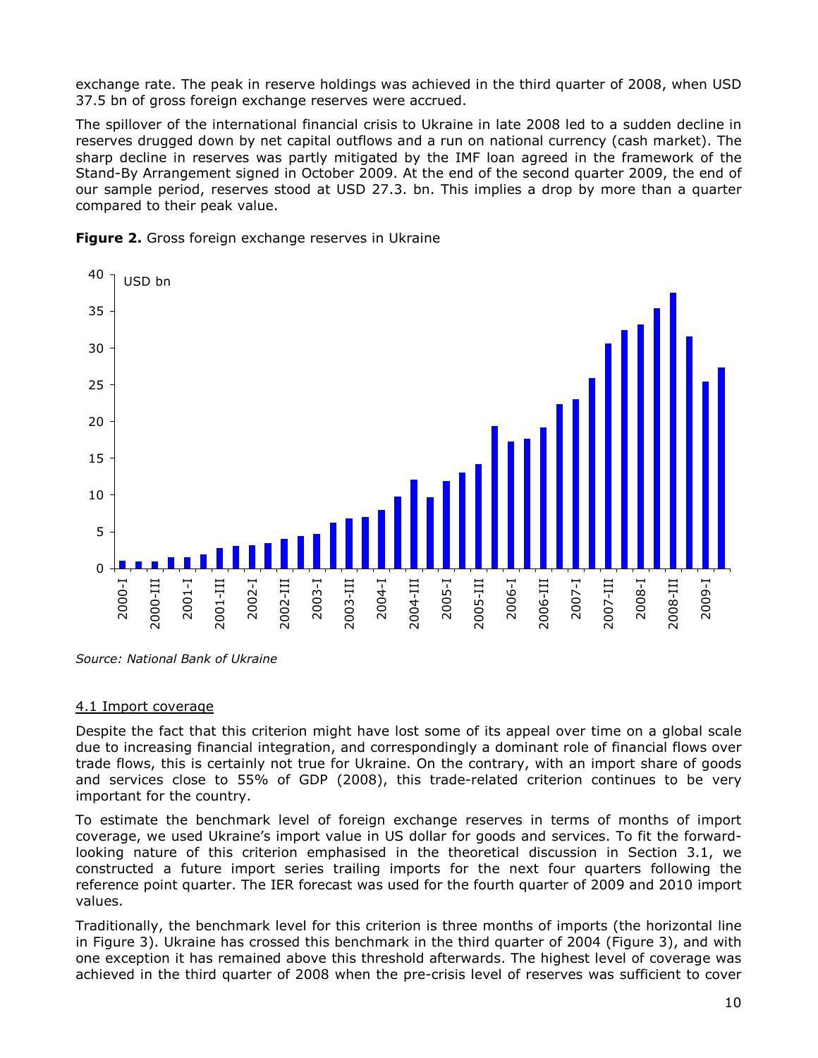exchange rate. The peak in reserve holdings was achieved in the third quarter of 2008, when USD 37.5 bn of gross foreign exchange reserves were accrued.

The spillover of the international financial crisis to Ukraine in late 2008 led to a sudden decline in reserves drugged down by net capital outflows and a run on national currency (cash market). The sharp decline in reserves was partly mitigated by the IMF loan agreed in the framework of the Stand-By Arrangement signed in October 2009. At the end of the second quarter 2009, the end of our sample period, reserves stood at USD 27.3. bn. This implies a drop by more than a quarter compared to their peak value.

**Figure 2.** Gross foreign exchange reserves in Ukraine

*Source: National Bank of Ukraine*

## 4.1 Import coverage

Despite the fact that this criterion might have lost some of its appeal over time on a global scale due to increasing financial integration, and correspondingly a dominant role of financial flows over trade flows, this is certainly not true for Ukraine. On the contrary, with an import share of goods and services close to 55% of GDP (2008), this trade-related criterion continues to be very important for the country.

To estimate the benchmark level of foreign exchange reserves in terms of months of import coverage, we used Ukraine's import value in US dollar for goods and services. To fit the forward-looking nature of this criterion emphasised in the theoretical discussion in Section 3.1, we constructed a future import series trailing imports for the next four quarters following the reference point quarter. The IER forecast was used for the fourth quarter of 2009 and 2010 import values.

Traditionally, the benchmark level for this criterion is three months of imports (the horizontal line in Figure 3). Ukraine has crossed this benchmark in the third quarter of 2004 (Figure 3), and with one exception it has remained above this threshold afterwards. The highest level of coverage was achieved in the third quarter of 2008 when the pre-crisis level of reserves was sufficient to cover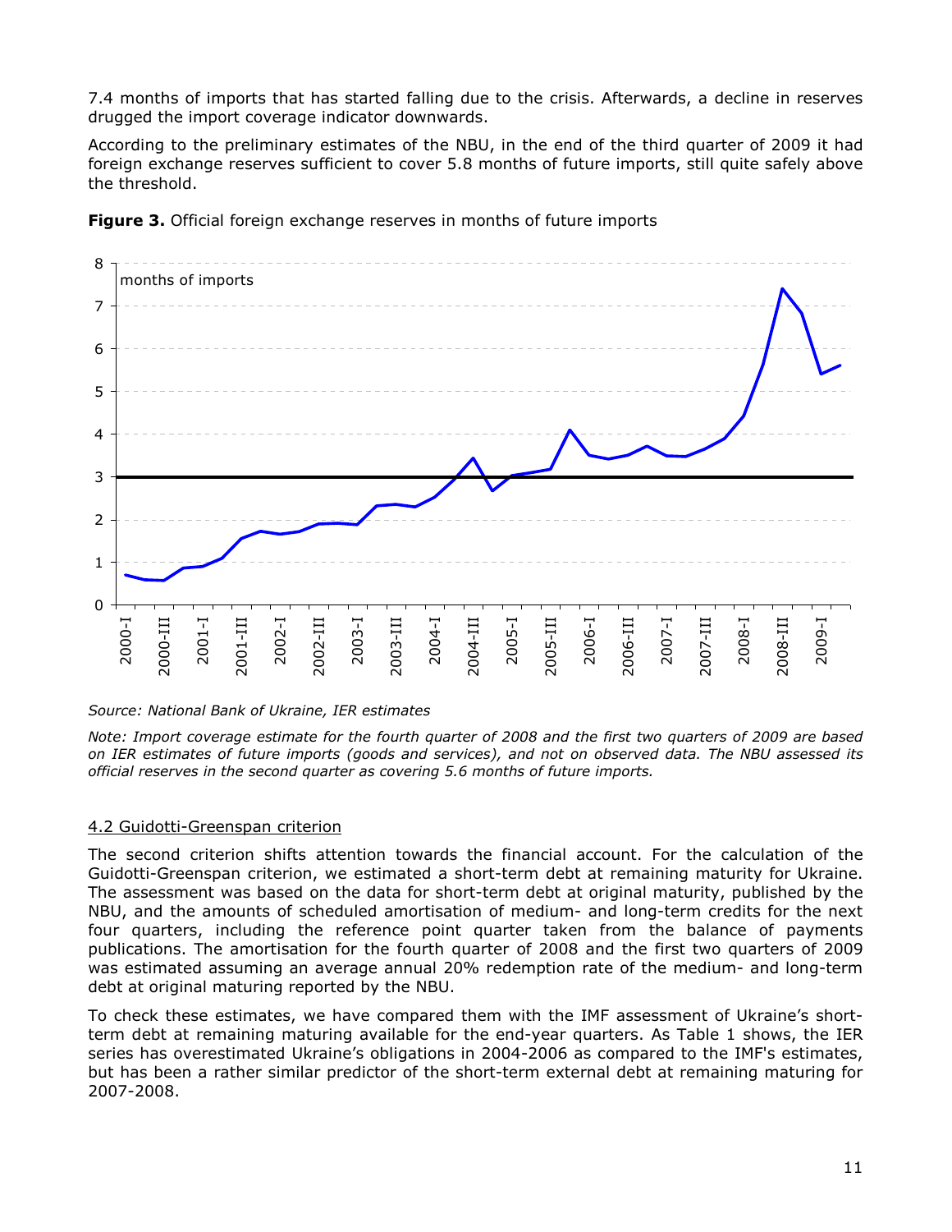7.4 months of imports that has started falling due to the crisis. Afterwards, a decline in reserves drugged the import coverage indicator downwards.

According to the preliminary estimates of the NBU, in the end of the third quarter of 2009 it had foreign exchange reserves sufficient to cover 5.8 months of future imports, still quite safely above the threshold.

**Figure 3.** Official foreign exchange reserves in months of future imports

*Source: National Bank of Ukraine, IER estimates*

*Note: Import coverage estimate for the fourth quarter of 2008 and the first two quarters of 2009 are based on IER estimates of future imports (goods and services), and not on observed data. The NBU assessed its official reserves in the second quarter as covering 5.6 months of future imports.*

## 4.2 Guidotti-Greenspan criterion

The second criterion shifts attention towards the financial account. For the calculation of the Guidotti-Greenspan criterion, we estimated a short-term debt at remaining maturity for Ukraine. The assessment was based on the data for short-term debt at original maturity, published by the NBU, and the amounts of scheduled amortisation of medium- and long-term credits for the next four quarters, including the reference point quarter taken from the balance of payments publications. The amortisation for the fourth quarter of 2008 and the first two quarters of 2009 was estimated assuming an average annual 20% redemption rate of the medium- and long-term debt at original maturing reported by the NBU.

To check these estimates, we have compared them with the IMF assessment of Ukraine's short-term debt at remaining maturing available for the end-year quarters. As Table 1 shows, the IER series has overestimated Ukraine's obligations in 2004-2006 as compared to the IMF's estimates, but has been a rather similar predictor of the short-term external debt at remaining maturing for 2007-2008.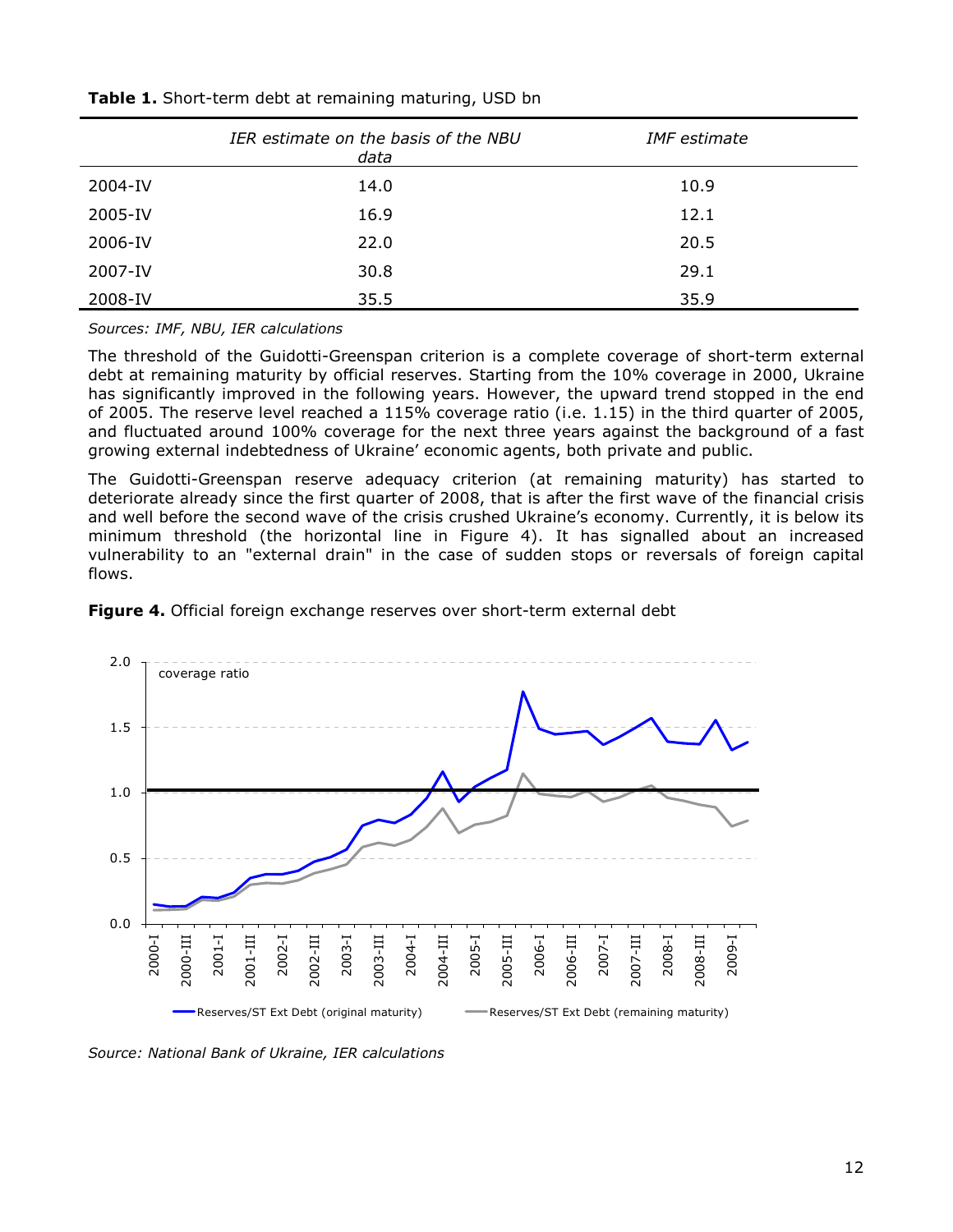**Table 1.** Short-term debt at remaining maturing, USD bn

| | *IER estimate on the basis of the NBU data* | *IMF estimate* |
|---|---|---|
| 2004-IV | 14.0 | 10.9 |
| 2005-IV | 16.9 | 12.1 |
| 2006-IV | 22.0 | 20.5 |
| 2007-IV | 30.8 | 29.1 |
| 2008-IV | 35.5 | 35.9 |

*Sources: IMF, NBU, IER calculations*

The threshold of the Guidotti-Greenspan criterion is a complete coverage of short-term external debt at remaining maturity by official reserves. Starting from the 10% coverage in 2000, Ukraine has significantly improved in the following years. However, the upward trend stopped in the end of 2005. The reserve level reached a 115% coverage ratio (i.e. 1.15) in the third quarter of 2005, and fluctuated around 100% coverage for the next three years against the background of a fast growing external indebtedness of Ukraine' economic agents, both private and public.

The Guidotti-Greenspan reserve adequacy criterion (at remaining maturity) has started to deteriorate already since the first quarter of 2008, that is after the first wave of the financial crisis and well before the second wave of the crisis crushed Ukraine's economy. Currently, it is below its minimum threshold (the horizontal line in Figure 4). It has signalled about an increased vulnerability to an "external drain" in the case of sudden stops or reversals of foreign capital flows.

**Figure 4.** Official foreign exchange reserves over short-term external debt

*Source: National Bank of Ukraine, IER calculations*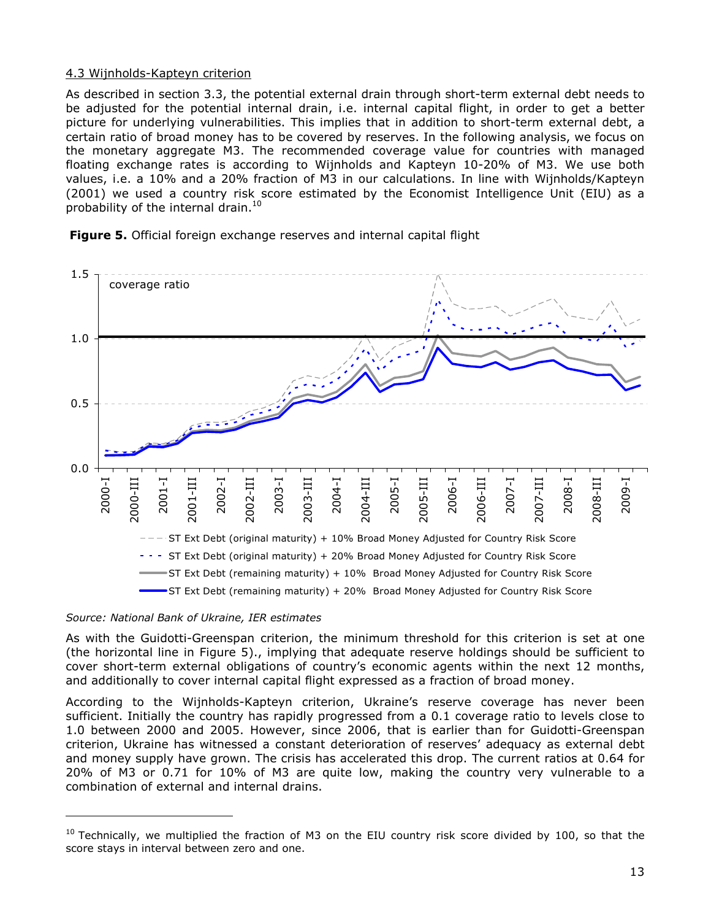4.3 Wijnholds-Kapteyn criterion

As described in section 3.3, the potential external drain through short-term external debt needs to be adjusted for the potential internal drain, i.e. internal capital flight, in order to get a better picture for underlying vulnerabilities. This implies that in addition to short-term external debt, a certain ratio of broad money has to be covered by reserves. In the following analysis, we focus on the monetary aggregate M3. The recommended coverage value for countries with managed floating exchange rates is according to Wijnholds and Kapteyn 10-20% of M3. We use both values, i.e. a 10% and a 20% fraction of M3 in our calculations. In line with Wijnholds/Kapteyn (2001) we used a country risk score estimated by the Economist Intelligence Unit (EIU) as a probability of the internal drain.[10]

**Figure 5.** Official foreign exchange reserves and internal capital flight

*Source: National Bank of Ukraine, IER estimates*

As with the Guidotti-Greenspan criterion, the minimum threshold for this criterion is set at one (the horizontal line in Figure 5)., implying that adequate reserve holdings should be sufficient to cover short-term external obligations of country's economic agents within the next 12 months, and additionally to cover internal capital flight expressed as a fraction of broad money.

According to the Wijnholds-Kapteyn criterion, Ukraine's reserve coverage has never been sufficient. Initially the country has rapidly progressed from a 0.1 coverage ratio to levels close to 1.0 between 2000 and 2005. However, since 2006, that is earlier than for Guidotti-Greenspan criterion, Ukraine has witnessed a constant deterioration of reserves' adequacy as external debt and money supply have grown. The crisis has accelerated this drop. The current ratios at 0.64 for 20% of M3 or 0.71 for 10% of M3 are quite low, making the country very vulnerable to a combination of external and internal drains.

---

[10] Technically, we multiplied the fraction of M3 on the EIU country risk score divided by 100, so that the score stays in interval between zero and one.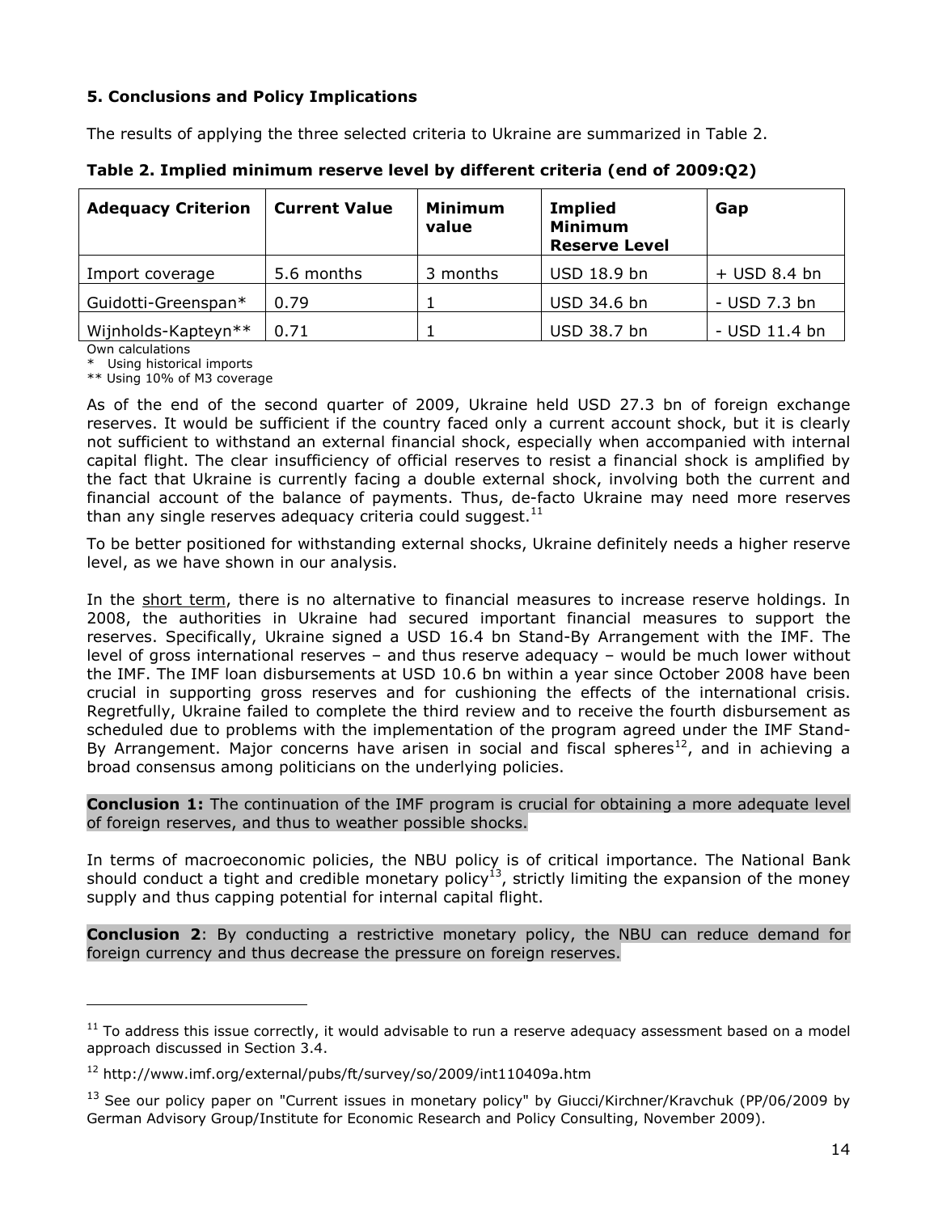### 5. Conclusions and Policy Implications

The results of applying the three selected criteria to Ukraine are summarized in Table 2.

**Table 2. Implied minimum reserve level by different criteria (end of 2009:Q2)**

| Adequacy Criterion | Current Value | Minimum value | Implied Minimum Reserve Level | Gap |
|---|---|---|---|---|
| Import coverage | 5.6 months | 3 months | USD 18.9 bn | + USD 8.4 bn |
| Guidotti-Greenspan* | 0.79 | 1 | USD 34.6 bn | - USD 7.3 bn |
| Wijnholds-Kapteyn** | 0.71 | 1 | USD 38.7 bn | - USD 11.4 bn |

Own calculations

\* Using historical imports

\*\* Using 10% of M3 coverage

As of the end of the second quarter of 2009, Ukraine held USD 27.3 bn of foreign exchange reserves. It would be sufficient if the country faced only a current account shock, but it is clearly not sufficient to withstand an external financial shock, especially when accompanied with internal capital flight. The clear insufficiency of official reserves to resist a financial shock is amplified by the fact that Ukraine is currently facing a double external shock, involving both the current and financial account of the balance of payments. Thus, de-facto Ukraine may need more reserves than any single reserves adequacy criteria could suggest.[11]

To be better positioned for withstanding external shocks, Ukraine definitely needs a higher reserve level, as we have shown in our analysis.

In the short term, there is no alternative to financial measures to increase reserve holdings. In 2008, the authorities in Ukraine had secured important financial measures to support the reserves. Specifically, Ukraine signed a USD 16.4 bn Stand-By Arrangement with the IMF. The level of gross international reserves – and thus reserve adequacy – would be much lower without the IMF. The IMF loan disbursements at USD 10.6 bn within a year since October 2008 have been crucial in supporting gross reserves and for cushioning the effects of the international crisis. Regretfully, Ukraine failed to complete the third review and to receive the fourth disbursement as scheduled due to problems with the implementation of the program agreed under the IMF Stand-By Arrangement. Major concerns have arisen in social and fiscal spheres[12], and in achieving a broad consensus among politicians on the underlying policies.

**Conclusion 1:** The continuation of the IMF program is crucial for obtaining a more adequate level of foreign reserves, and thus to weather possible shocks.

In terms of macroeconomic policies, the NBU policy is of critical importance. The National Bank should conduct a tight and credible monetary policy[13], strictly limiting the expansion of the money supply and thus capping potential for internal capital flight.

**Conclusion 2**: By conducting a restrictive monetary policy, the NBU can reduce demand for foreign currency and thus decrease the pressure on foreign reserves.

---

[11] To address this issue correctly, it would advisable to run a reserve adequacy assessment based on a model approach discussed in Section 3.4.

[12] http://www.imf.org/external/pubs/ft/survey/so/2009/int110409a.htm

[13] See our policy paper on "Current issues in monetary policy" by Giucci/Kirchner/Kravchuk (PP/06/2009 by German Advisory Group/Institute for Economic Research and Policy Consulting, November 2009).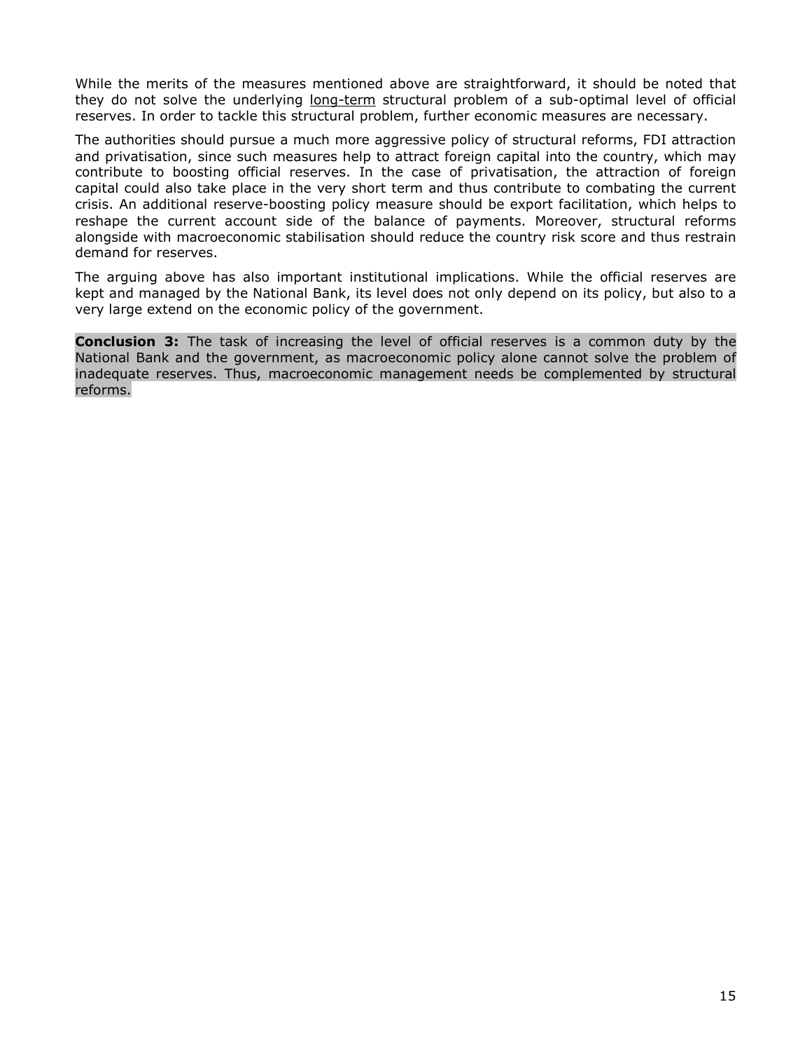While the merits of the measures mentioned above are straightforward, it should be noted that they do not solve the underlying long-term structural problem of a sub-optimal level of official reserves. In order to tackle this structural problem, further economic measures are necessary.

The authorities should pursue a much more aggressive policy of structural reforms, FDI attraction and privatisation, since such measures help to attract foreign capital into the country, which may contribute to boosting official reserves. In the case of privatisation, the attraction of foreign capital could also take place in the very short term and thus contribute to combating the current crisis. An additional reserve-boosting policy measure should be export facilitation, which helps to reshape the current account side of the balance of payments. Moreover, structural reforms alongside with macroeconomic stabilisation should reduce the country risk score and thus restrain demand for reserves.

The arguing above has also important institutional implications. While the official reserves are kept and managed by the National Bank, its level does not only depend on its policy, but also to a very large extend on the economic policy of the government.

**Conclusion 3:** The task of increasing the level of official reserves is a common duty by the National Bank and the government, as macroeconomic policy alone cannot solve the problem of inadequate reserves. Thus, macroeconomic management needs be complemented by structural reforms.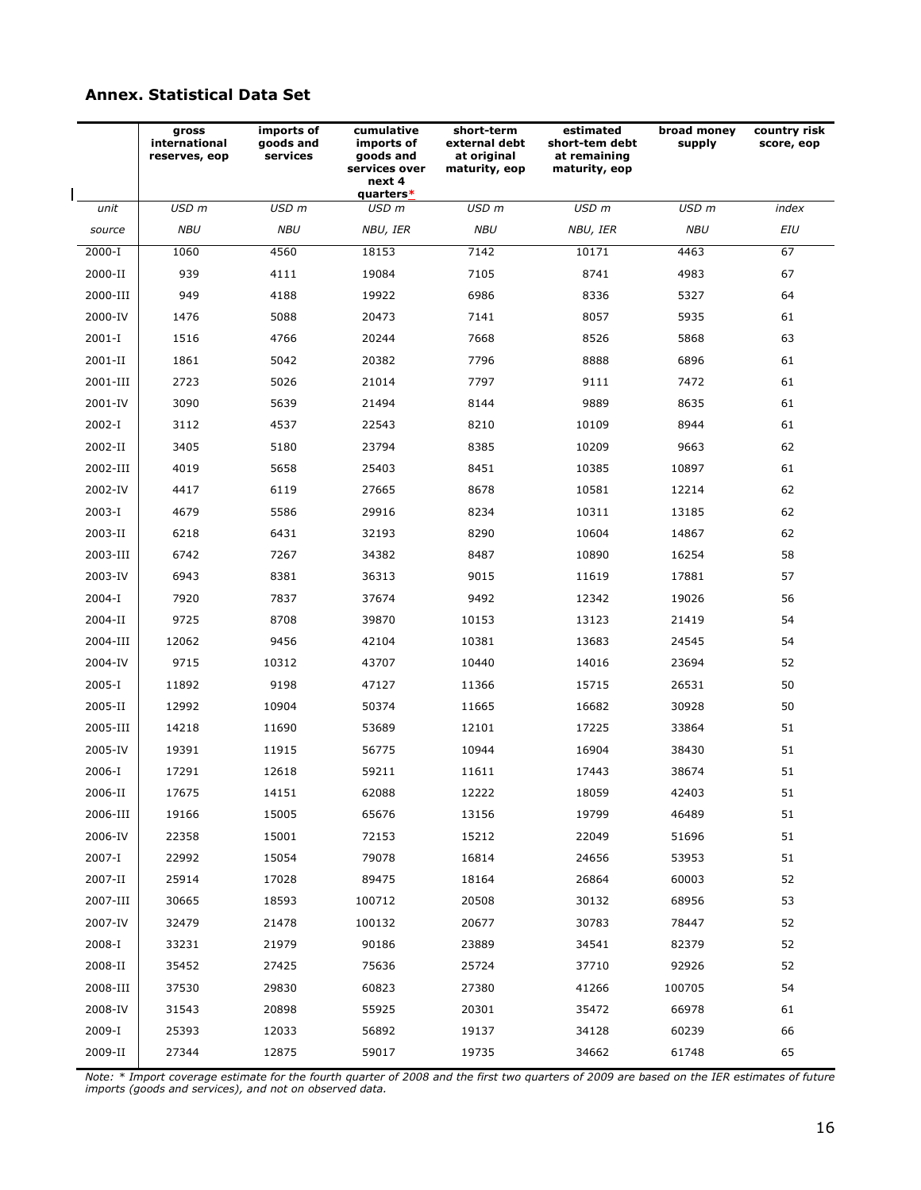## Annex. Statistical Data Set

| | gross international reserves, eop | imports of goods and services | cumulative imports of goods and services over next 4 quarters* | short-term external debt at original maturity, eop | estimated short-tem debt at remaining maturity, eop | broad money supply | country risk score, eop |
|---|---|---|---|---|---|---|---|
| *unit* | *USD m* | *USD m* | *USD m* | *USD m* | *USD m* | *USD m* | *index* |
| *source* | *NBU* | *NBU* | *NBU, IER* | *NBU* | *NBU, IER* | *NBU* | *EIU* |
| 2000-I | 1060 | 4560 | 18153 | 7142 | 10171 | 4463 | 67 |
| 2000-II | 939 | 4111 | 19084 | 7105 | 8741 | 4983 | 67 |
| 2000-III | 949 | 4188 | 19922 | 6986 | 8336 | 5327 | 64 |
| 2000-IV | 1476 | 5088 | 20473 | 7141 | 8057 | 5935 | 61 |
| 2001-I | 1516 | 4766 | 20244 | 7668 | 8526 | 5868 | 63 |
| 2001-II | 1861 | 5042 | 20382 | 7796 | 8888 | 6896 | 61 |
| 2001-III | 2723 | 5026 | 21014 | 7797 | 9111 | 7472 | 61 |
| 2001-IV | 3090 | 5639 | 21494 | 8144 | 9889 | 8635 | 61 |
| 2002-I | 3112 | 4537 | 22543 | 8210 | 10109 | 8944 | 61 |
| 2002-II | 3405 | 5180 | 23794 | 8385 | 10209 | 9663 | 62 |
| 2002-III | 4019 | 5658 | 25403 | 8451 | 10385 | 10897 | 61 |
| 2002-IV | 4417 | 6119 | 27665 | 8678 | 10581 | 12214 | 62 |
| 2003-I | 4679 | 5586 | 29916 | 8234 | 10311 | 13185 | 62 |
| 2003-II | 6218 | 6431 | 32193 | 8290 | 10604 | 14867 | 62 |
| 2003-III | 6742 | 7267 | 34382 | 8487 | 10890 | 16254 | 58 |
| 2003-IV | 6943 | 8381 | 36313 | 9015 | 11619 | 17881 | 57 |
| 2004-I | 7920 | 7837 | 37674 | 9492 | 12342 | 19026 | 56 |
| 2004-II | 9725 | 8708 | 39870 | 10153 | 13123 | 21419 | 54 |
| 2004-III | 12062 | 9456 | 42104 | 10381 | 13683 | 24545 | 54 |
| 2004-IV | 9715 | 10312 | 43707 | 10440 | 14016 | 23694 | 52 |
| 2005-I | 11892 | 9198 | 47127 | 11366 | 15715 | 26531 | 50 |
| 2005-II | 12992 | 10904 | 50374 | 11665 | 16682 | 30928 | 50 |
| 2005-III | 14218 | 11690 | 53689 | 12101 | 17225 | 33864 | 51 |
| 2005-IV | 19391 | 11915 | 56775 | 10944 | 16904 | 38430 | 51 |
| 2006-I | 17291 | 12618 | 59211 | 11611 | 17443 | 38674 | 51 |
| 2006-II | 17675 | 14151 | 62088 | 12222 | 18059 | 42403 | 51 |
| 2006-III | 19166 | 15005 | 65676 | 13156 | 19799 | 46489 | 51 |
| 2006-IV | 22358 | 15001 | 72153 | 15212 | 22049 | 51696 | 51 |
| 2007-I | 22992 | 15054 | 79078 | 16814 | 24656 | 53953 | 51 |
| 2007-II | 25914 | 17028 | 89475 | 18164 | 26864 | 60003 | 52 |
| 2007-III | 30665 | 18593 | 100712 | 20508 | 30132 | 68956 | 53 |
| 2007-IV | 32479 | 21478 | 100132 | 20677 | 30783 | 78447 | 52 |
| 2008-I | 33231 | 21979 | 90186 | 23889 | 34541 | 82379 | 52 |
| 2008-II | 35452 | 27425 | 75636 | 25724 | 37710 | 92926 | 52 |
| 2008-III | 37530 | 29830 | 60823 | 27380 | 41266 | 100705 | 54 |
| 2008-IV | 31543 | 20898 | 55925 | 20301 | 35472 | 66978 | 61 |
| 2009-I | 25393 | 12033 | 56892 | 19137 | 34128 | 60239 | 66 |
| 2009-II | 27344 | 12875 | 59017 | 19735 | 34662 | 61748 | 65 |

*Note: * Import coverage estimate for the fourth quarter of 2008 and the first two quarters of 2009 are based on the IER estimates of future imports (goods and services), and not on observed data.*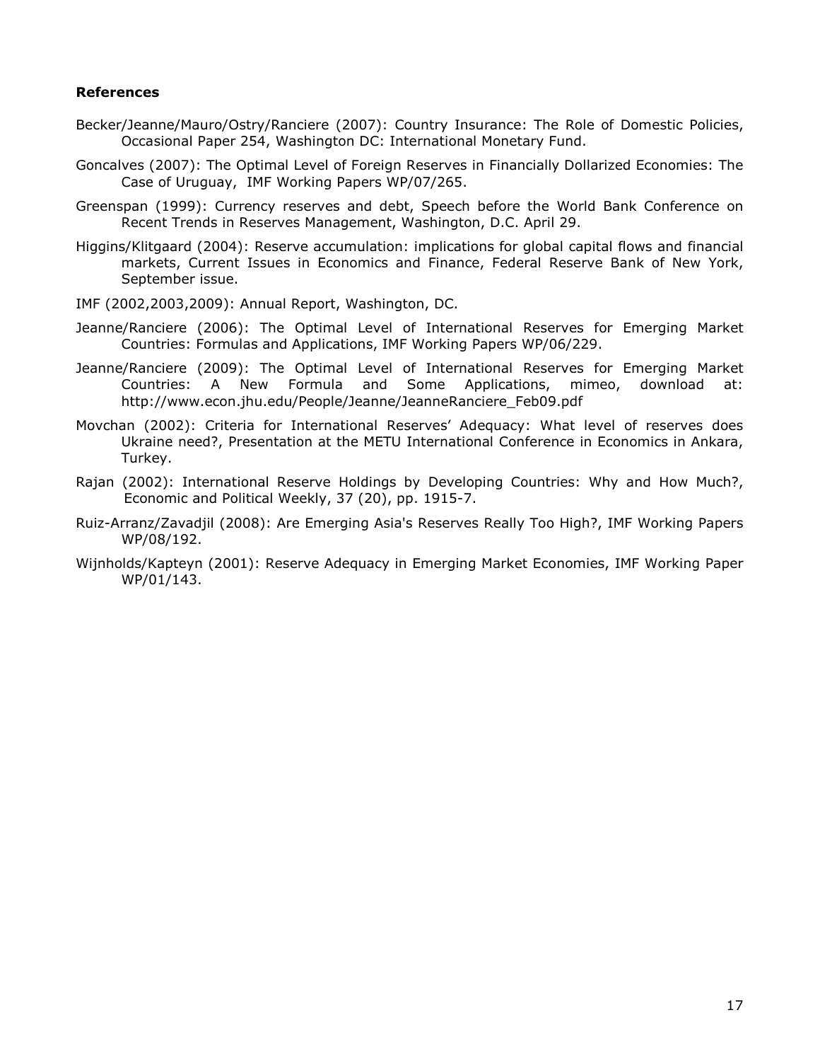**References**

Becker/Jeanne/Mauro/Ostry/Ranciere (2007): Country Insurance: The Role of Domestic Policies, Occasional Paper 254, Washington DC: International Monetary Fund.

Goncalves (2007): The Optimal Level of Foreign Reserves in Financially Dollarized Economies: The Case of Uruguay, IMF Working Papers WP/07/265.

Greenspan (1999): Currency reserves and debt, Speech before the World Bank Conference on Recent Trends in Reserves Management, Washington, D.C. April 29.

Higgins/Klitgaard (2004): Reserve accumulation: implications for global capital flows and financial markets, Current Issues in Economics and Finance, Federal Reserve Bank of New York, September issue.

IMF (2002,2003,2009): Annual Report, Washington, DC.

Jeanne/Ranciere (2006): The Optimal Level of International Reserves for Emerging Market Countries: Formulas and Applications, IMF Working Papers WP/06/229.

Jeanne/Ranciere (2009): The Optimal Level of International Reserves for Emerging Market Countries: A New Formula and Some Applications, mimeo, download at: http://www.econ.jhu.edu/People/Jeanne/JeanneRanciere_Feb09.pdf

Movchan (2002): Criteria for International Reserves' Adequacy: What level of reserves does Ukraine need?, Presentation at the METU International Conference in Economics in Ankara, Turkey.

Rajan (2002): International Reserve Holdings by Developing Countries: Why and How Much?, Economic and Political Weekly, 37 (20), pp. 1915-7.

Ruiz-Arranz/Zavadjil (2008): Are Emerging Asia's Reserves Really Too High?, IMF Working Papers WP/08/192.

Wijnholds/Kapteyn (2001): Reserve Adequacy in Emerging Market Economies, IMF Working Paper WP/01/143.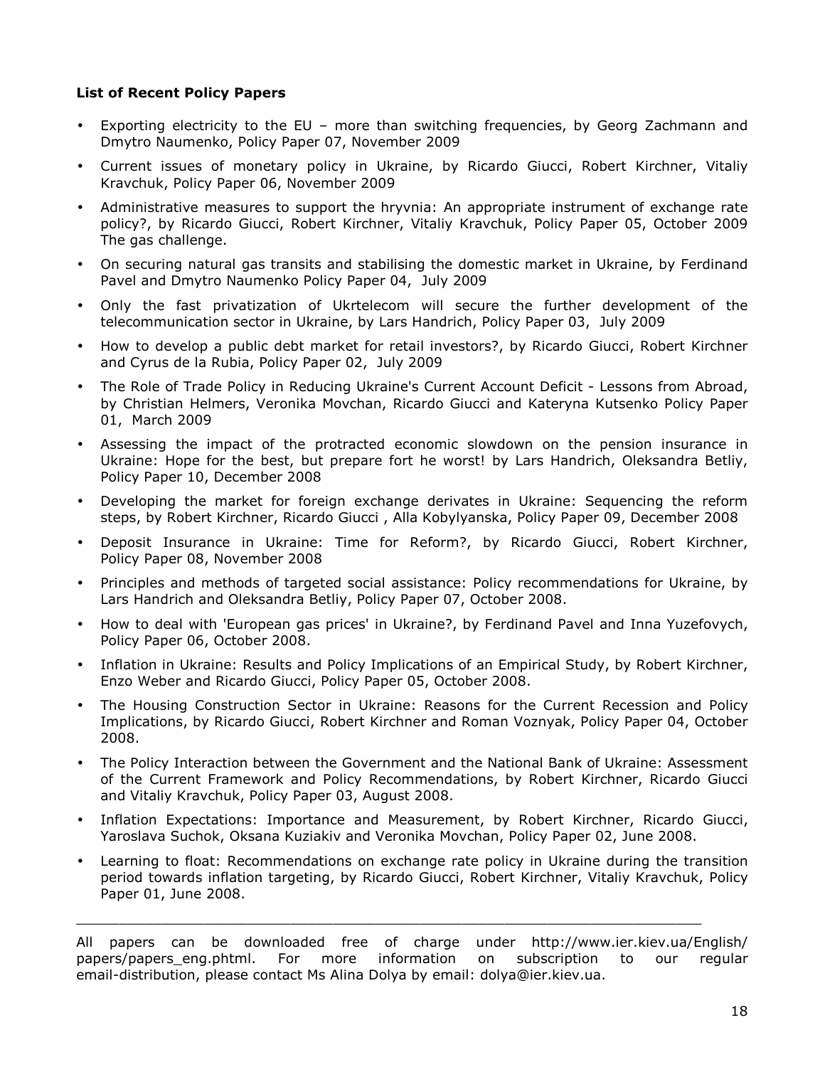**List of Recent Policy Papers**

- Exporting electricity to the EU – more than switching frequencies, by Georg Zachmann and Dmytro Naumenko, Policy Paper 07, November 2009
- Current issues of monetary policy in Ukraine, by Ricardo Giucci, Robert Kirchner, Vitaliy Kravchuk, Policy Paper 06, November 2009
- Administrative measures to support the hryvnia: An appropriate instrument of exchange rate policy?, by Ricardo Giucci, Robert Kirchner, Vitaliy Kravchuk, Policy Paper 05, October 2009 The gas challenge.
- On securing natural gas transits and stabilising the domestic market in Ukraine, by Ferdinand Pavel and Dmytro Naumenko Policy Paper 04, July 2009
- Only the fast privatization of Ukrtelecom will secure the further development of the telecommunication sector in Ukraine, by Lars Handrich, Policy Paper 03, July 2009
- How to develop a public debt market for retail investors?, by Ricardo Giucci, Robert Kirchner and Cyrus de la Rubia, Policy Paper 02, July 2009
- The Role of Trade Policy in Reducing Ukraine's Current Account Deficit - Lessons from Abroad, by Christian Helmers, Veronika Movchan, Ricardo Giucci and Kateryna Kutsenko Policy Paper 01, March 2009
- Assessing the impact of the protracted economic slowdown on the pension insurance in Ukraine: Hope for the best, but prepare fort he worst! by Lars Handrich, Oleksandra Betliy, Policy Paper 10, December 2008
- Developing the market for foreign exchange derivates in Ukraine: Sequencing the reform steps, by Robert Kirchner, Ricardo Giucci , Alla Kobylyanska, Policy Paper 09, December 2008
- Deposit Insurance in Ukraine: Time for Reform?, by Ricardo Giucci, Robert Kirchner, Policy Paper 08, November 2008
- Principles and methods of targeted social assistance: Policy recommendations for Ukraine, by Lars Handrich and Oleksandra Betliy, Policy Paper 07, October 2008.
- How to deal with 'European gas prices' in Ukraine?, by Ferdinand Pavel and Inna Yuzefovych, Policy Paper 06, October 2008.
- Inflation in Ukraine: Results and Policy Implications of an Empirical Study, by Robert Kirchner, Enzo Weber and Ricardo Giucci, Policy Paper 05, October 2008.
- The Housing Construction Sector in Ukraine: Reasons for the Current Recession and Policy Implications, by Ricardo Giucci, Robert Kirchner and Roman Voznyak, Policy Paper 04, October 2008.
- The Policy Interaction between the Government and the National Bank of Ukraine: Assessment of the Current Framework and Policy Recommendations, by Robert Kirchner, Ricardo Giucci and Vitaliy Kravchuk, Policy Paper 03, August 2008.
- Inflation Expectations: Importance and Measurement, by Robert Kirchner, Ricardo Giucci, Yaroslava Suchok, Oksana Kuziakiv and Veronika Movchan, Policy Paper 02, June 2008.
- Learning to float: Recommendations on exchange rate policy in Ukraine during the transition period towards inflation targeting, by Ricardo Giucci, Robert Kirchner, Vitaliy Kravchuk, Policy Paper 01, June 2008.

---

All papers can be downloaded free of charge under http://www.ier.kiev.ua/English/papers/papers_eng.phtml. For more information on subscription to our regular email-distribution, please contact Ms Alina Dolya by email: dolya@ier.kiev.ua.